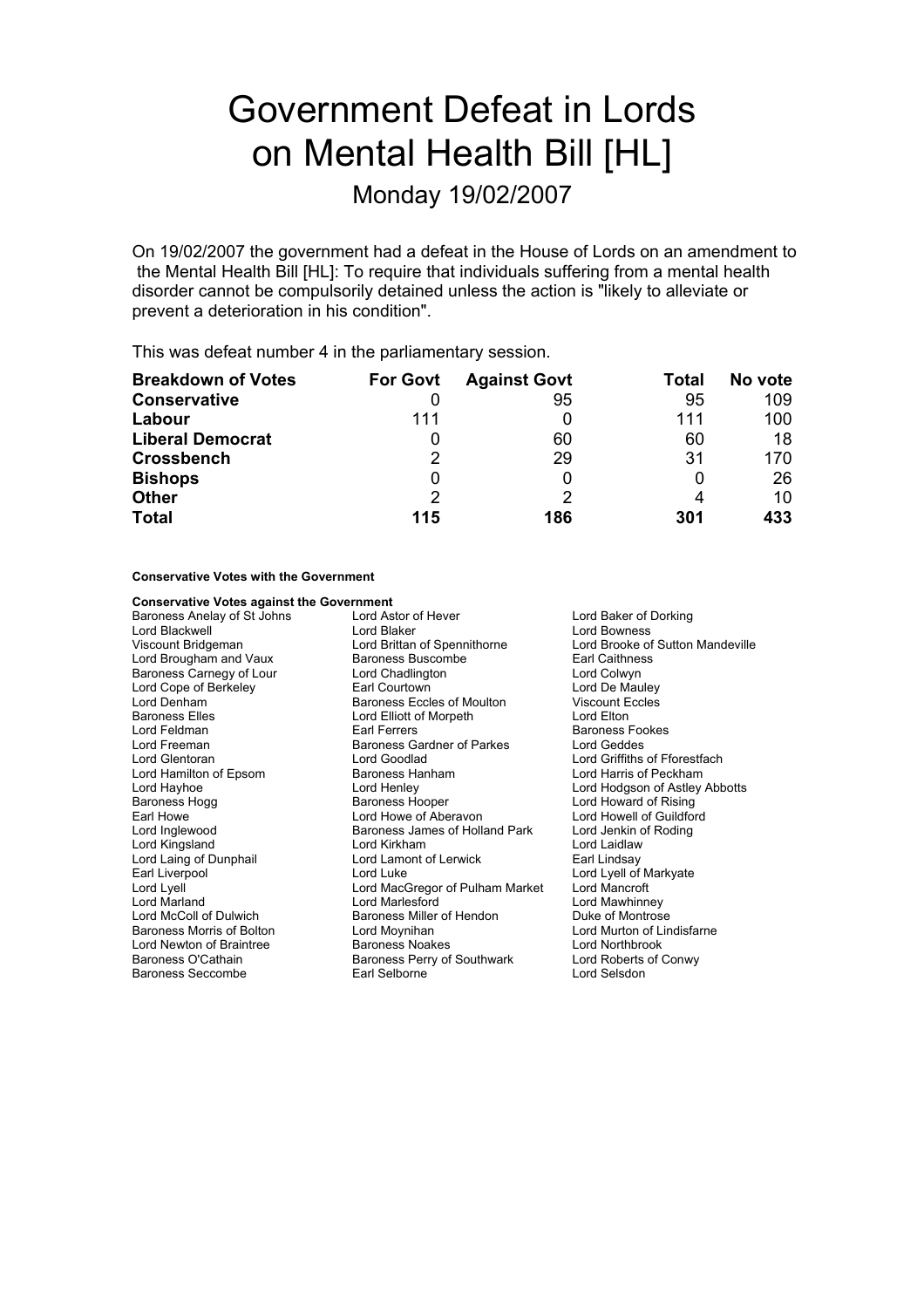# Government Defeat in Lords on Mental Health Bill [HL]

## Monday 19/02/2007

On 19/02/2007 the government had a defeat in the House of Lords on an amendment to the Mental Health Bill [HL]: To require that individuals suffering from a mental health disorder cannot be compulsorily detained unless the action is "likely to alleviate or prevent a deterioration in his condition".

This was defeat number 4 in the parliamentary session.

| Breakdown of Votes | For Govt | Against Govt | Total | No vote |
|---|---|---|---|---|
| **Conservative** | 0 | 95 | 95 | 109 |
| **Labour** | 111 | 0 | 111 | 100 |
| **Liberal Democrat** | 0 | 60 | 60 | 18 |
| **Crossbench** | 2 | 29 | 31 | 170 |
| **Bishops** | 0 | 0 | 0 | 26 |
| **Other** | 2 | 2 | 4 | 10 |
| **Total** | **115** | **186** | **301** | **433** |

**Conservative Votes with the Government**

**Conservative Votes against the Government**

Baroness Anelay of St Johns
Lord Astor of Hever
Lord Baker of Dorking
Lord Blackwell
Lord Blaker
Lord Bowness
Viscount Bridgeman
Lord Brittan of Spennithorne
Lord Brooke of Sutton Mandeville
Lord Brougham and Vaux
Baroness Buscombe
Earl Caithness
Baroness Carnegy of Lour
Lord Chadlington
Lord Colwyn
Lord Cope of Berkeley
Earl Courtown
Lord De Mauley
Lord Denham
Baroness Eccles of Moulton
Viscount Eccles
Baroness Elles
Lord Elliott of Morpeth
Lord Elton
Lord Feldman
Earl Ferrers
Baroness Fookes
Lord Freeman
Baroness Gardner of Parkes
Lord Geddes
Lord Glentoran
Lord Goodlad
Lord Griffiths of Fforestfach
Lord Hamilton of Epsom
Baroness Hanham
Lord Harris of Peckham
Lord Hayhoe
Lord Henley
Lord Hodgson of Astley Abbotts
Baroness Hogg
Baroness Hooper
Lord Howard of Rising
Earl Howe
Lord Howe of Aberavon
Lord Howell of Guildford
Lord Inglewood
Baroness James of Holland Park
Lord Jenkin of Roding
Lord Kingsland
Lord Kirkham
Lord Laidlaw
Lord Laing of Dunphail
Lord Lamont of Lerwick
Earl Lindsay
Earl Liverpool
Lord Luke
Lord Lyell of Markyate
Lord Lyell
Lord MacGregor of Pulham Market
Lord Mancroft
Lord Marland
Lord Marlesford
Lord Mawhinney
Lord McColl of Dulwich
Baroness Miller of Hendon
Duke of Montrose
Baroness Morris of Bolton
Lord Moynihan
Lord Murton of Lindisfarne
Lord Newton of Braintree
Baroness Noakes
Lord Northbrook
Baroness O'Cathain
Baroness Perry of Southwark
Lord Roberts of Conwy
Baroness Seccombe
Earl Selborne
Lord Selsdon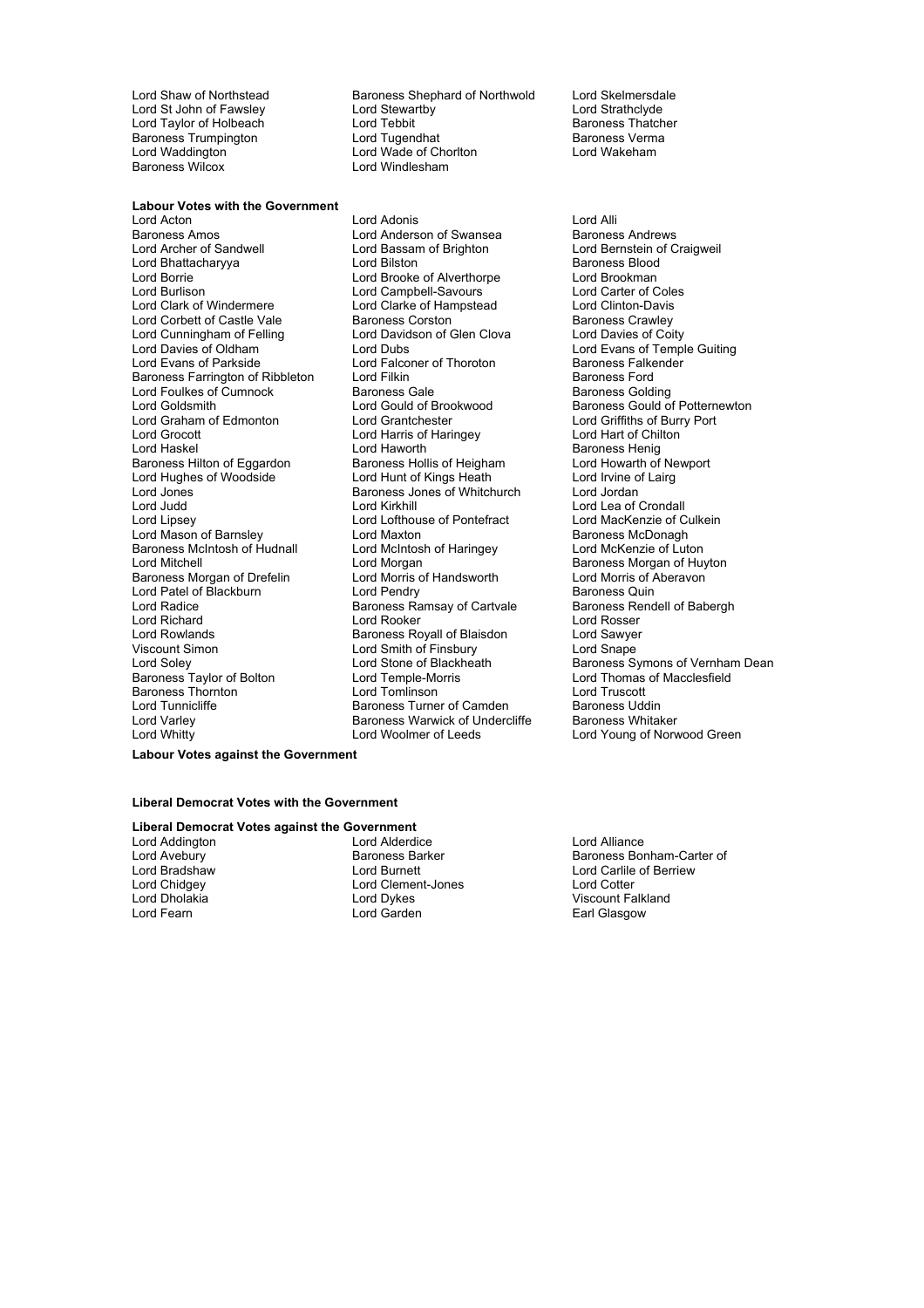Lord Shaw of Northstead
Baroness Shephard of Northwold
Lord Skelmersdale
Lord St John of Fawsley
Lord Stewartby
Lord Strathclyde
Lord Taylor of Holbeach
Lord Tebbit
Baroness Thatcher
Baroness Trumpington
Lord Tugendhat
Baroness Verma
Lord Waddington
Lord Wade of Chorlton
Lord Wakeham
Baroness Wilcox
Lord Windlesham

**Labour Votes with the Government**

Lord Acton
Lord Adonis
Lord Alli
Baroness Amos
Lord Anderson of Swansea
Baroness Andrews
Lord Archer of Sandwell
Lord Bassam of Brighton
Lord Bernstein of Craigweil
Lord Bhattacharyya
Lord Bilston
Baroness Blood
Lord Borrie
Lord Brooke of Alverthorpe
Lord Brookman
Lord Burlison
Lord Campbell-Savours
Lord Carter of Coles
Lord Clark of Windermere
Lord Clarke of Hampstead
Lord Clinton-Davis
Lord Corbett of Castle Vale
Baroness Corston
Baroness Crawley
Lord Cunningham of Felling
Lord Davidson of Glen Clova
Lord Davies of Coity
Lord Davies of Oldham
Lord Dubs
Lord Evans of Temple Guiting
Lord Evans of Parkside
Lord Falconer of Thoroton
Baroness Falkender
Baroness Farrington of Ribbleton
Lord Filkin
Baroness Ford
Lord Foulkes of Cumnock
Baroness Gale
Baroness Golding
Lord Goldsmith
Lord Gould of Brookwood
Baroness Gould of Potternewton
Lord Graham of Edmonton
Lord Grantchester
Lord Griffiths of Burry Port
Lord Grocott
Lord Harris of Haringey
Lord Hart of Chilton
Lord Haskel
Lord Haworth
Baroness Henig
Baroness Hilton of Eggardon
Baroness Hollis of Heigham
Lord Howarth of Newport
Lord Hughes of Woodside
Lord Hunt of Kings Heath
Lord Irvine of Lairg
Lord Jones
Baroness Jones of Whitchurch
Lord Jordan
Lord Judd
Lord Kirkhill
Lord Lea of Crondall
Lord Lipsey
Lord Lofthouse of Pontefract
Lord MacKenzie of Culkein
Lord Mason of Barnsley
Lord Maxton
Baroness McDonagh
Baroness McIntosh of Hudnall
Lord McIntosh of Haringey
Lord McKenzie of Luton
Lord Mitchell
Lord Morgan
Baroness Morgan of Huyton
Baroness Morgan of Drefelin
Lord Morris of Handsworth
Lord Morris of Aberavon
Lord Patel of Blackburn
Lord Pendry
Baroness Quin
Lord Radice
Baroness Ramsay of Cartvale
Baroness Rendell of Babergh
Lord Richard
Lord Rooker
Lord Rosser
Lord Rowlands
Baroness Royall of Blaisdon
Lord Sawyer
Viscount Simon
Lord Smith of Finsbury
Lord Snape
Lord Soley
Lord Stone of Blackheath
Baroness Symons of Vernham Dean
Baroness Taylor of Bolton
Lord Temple-Morris
Lord Thomas of Macclesfield
Baroness Thornton
Lord Tomlinson
Lord Truscott
Lord Tunnicliffe
Baroness Turner of Camden
Baroness Uddin
Lord Varley
Baroness Warwick of Undercliffe
Baroness Whitaker
Lord Whitty
Lord Woolmer of Leeds
Lord Young of Norwood Green

**Labour Votes against the Government**

**Liberal Democrat Votes with the Government**

**Liberal Democrat Votes against the Government**

Lord Addington
Lord Alderdice
Lord Alliance
Lord Avebury
Baroness Barker
Baroness Bonham-Carter of
Lord Bradshaw
Lord Burnett
Lord Carlile of Berriew
Lord Chidgey
Lord Clement-Jones
Lord Cotter
Lord Dholakia
Lord Dykes
Viscount Falkland
Lord Fearn
Lord Garden
Earl Glasgow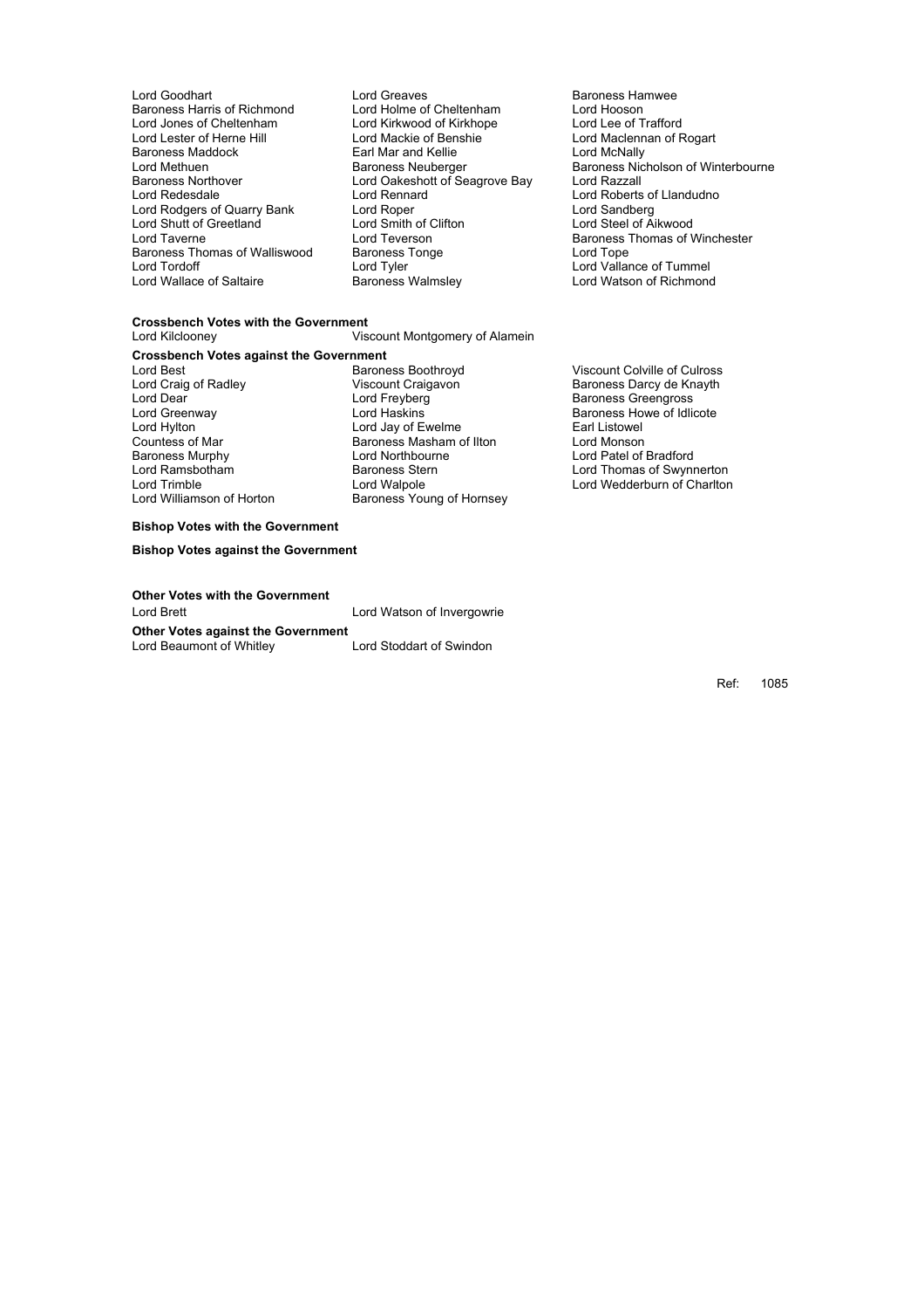Lord Goodhart
Lord Greaves
Baroness Hamwee
Baroness Harris of Richmond
Lord Holme of Cheltenham
Lord Hooson
Lord Jones of Cheltenham
Lord Kirkwood of Kirkhope
Lord Lee of Trafford
Lord Lester of Herne Hill
Lord Mackie of Benshie
Lord Maclennan of Rogart
Baroness Maddock
Earl Mar and Kellie
Lord McNally
Lord Methuen
Baroness Neuberger
Baroness Nicholson of Winterbourne
Baroness Northover
Lord Oakeshott of Seagrove Bay
Lord Razzall
Lord Redesdale
Lord Rennard
Lord Roberts of Llandudno
Lord Rodgers of Quarry Bank
Lord Roper
Lord Sandberg
Lord Shutt of Greetland
Lord Smith of Clifton
Lord Steel of Aikwood
Lord Taverne
Lord Teverson
Baroness Thomas of Winchester
Baroness Thomas of Walliswood
Baroness Tonge
Lord Tope
Lord Tordoff
Lord Tyler
Lord Vallance of Tummel
Lord Wallace of Saltaire
Baroness Walmsley
Lord Watson of Richmond

**Crossbench Votes with the Government**

Lord Kilclooney
Viscount Montgomery of Alamein

**Crossbench Votes against the Government**

Lord Best
Baroness Boothroyd
Viscount Colville of Culross
Lord Craig of Radley
Viscount Craigavon
Baroness Darcy de Knayth
Lord Dear
Lord Freyberg
Baroness Greengross
Lord Greenway
Lord Haskins
Baroness Howe of Idlicote
Lord Hylton
Lord Jay of Ewelme
Earl Listowel
Countess of Mar
Baroness Masham of Ilton
Lord Monson
Baroness Murphy
Lord Northbourne
Lord Patel of Bradford
Lord Ramsbotham
Baroness Stern
Lord Thomas of Swynnerton
Lord Trimble
Lord Walpole
Lord Wedderburn of Charlton
Lord Williamson of Horton
Baroness Young of Hornsey

**Bishop Votes with the Government**

**Bishop Votes against the Government**

**Other Votes with the Government**

Lord Brett
Lord Watson of Invergowrie

**Other Votes against the Government**

Lord Beaumont of Whitley
Lord Stoddart of Swindon

Ref: 1085